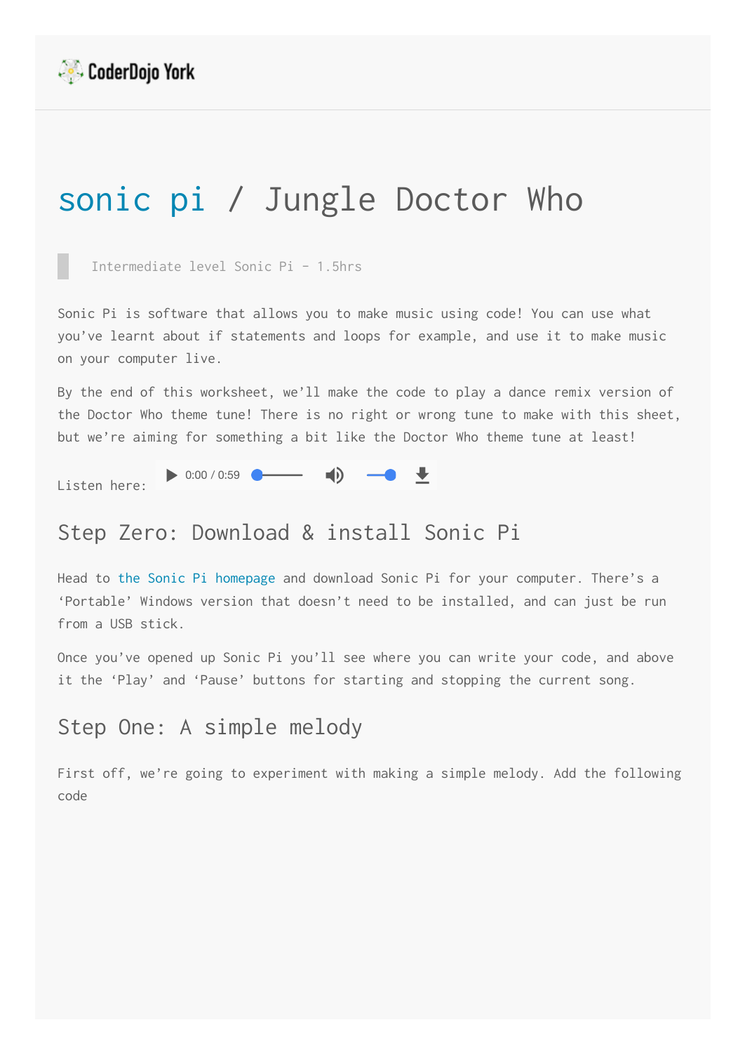CoderDojo York

# sonic pi / Jungle Doctor Who

> Intermediate level Sonic Pi - 1.5hrs

Sonic Pi is software that allows you to make music using code! You can use what you've learnt about if statements and loops for example, and use it to make music on your computer live.

By the end of this worksheet, we'll make the code to play a dance remix version of the Doctor Who theme tune! There is no right or wrong tune to make with this sheet, but we're aiming for something a bit like the Doctor Who theme tune at least!

Listen here:

## Step Zero: Download & install Sonic Pi

Head to the Sonic Pi homepage and download Sonic Pi for your computer. There's a 'Portable' Windows version that doesn't need to be installed, and can just be run from a USB stick.

Once you've opened up Sonic Pi you'll see where you can write your code, and above it the 'Play' and 'Pause' buttons for starting and stopping the current song.

## Step One: A simple melody

First off, we're going to experiment with making a simple melody. Add the following code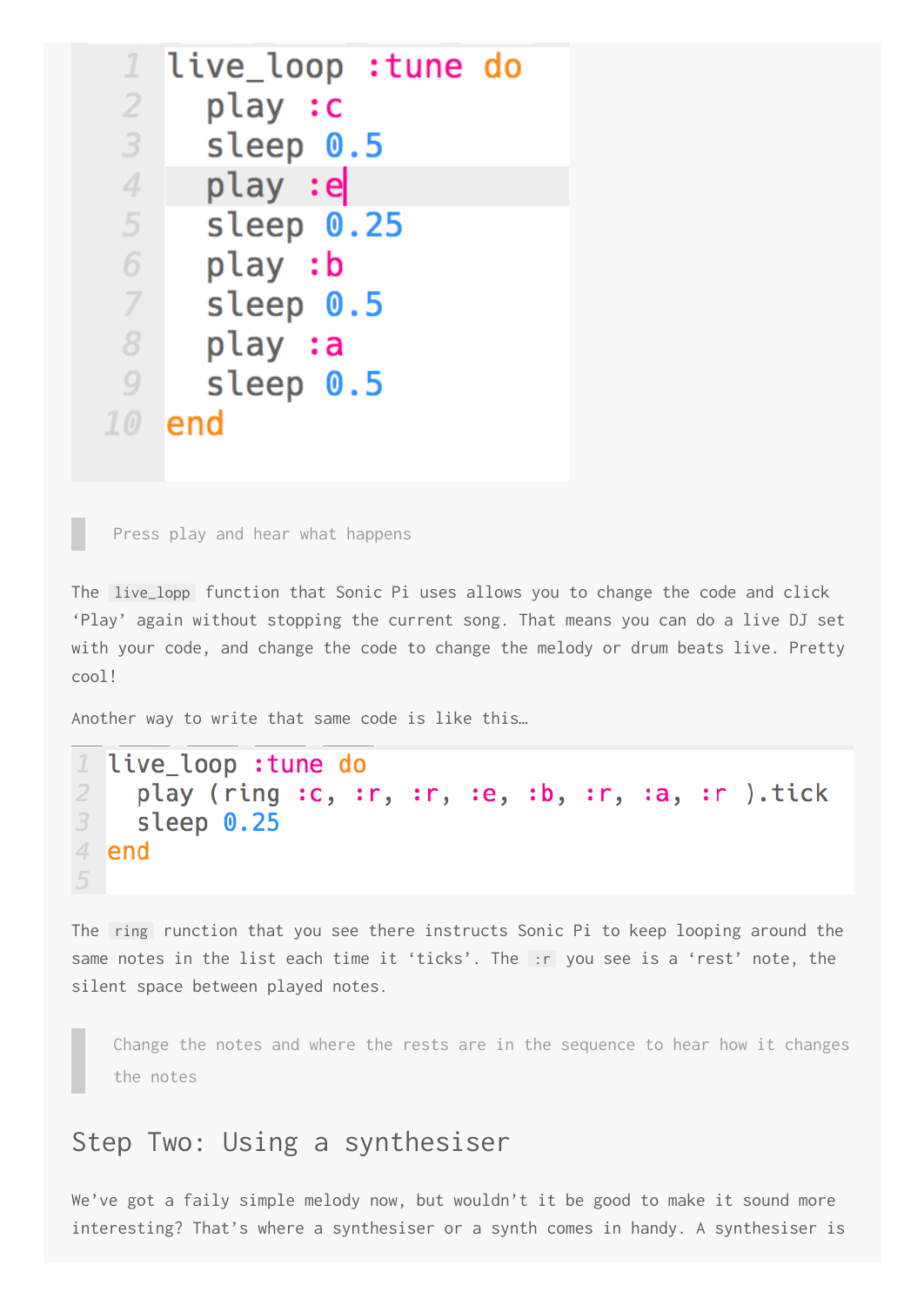```
live_loop :tune do
  play :c
  sleep 0.5
  play :e
  sleep 0.25
  play :b
  sleep 0.5
  play :a
  sleep 0.5
end
```

> Press play and hear what happens

The `live_lopp` function that Sonic Pi uses allows you to change the code and click ‘Play’ again without stopping the current song. That means you can do a live DJ set with your code, and change the code to change the melody or drum beats live. Pretty cool!

Another way to write that same code is like this…

```
live_loop :tune do
  play (ring :c, :r, :r, :e, :b, :r, :a, :r ).tick
  sleep 0.25
end

```

The `ring` runction that you see there instructs Sonic Pi to keep looping around the same notes in the list each time it ‘ticks’. The `:r` you see is a ‘rest’ note, the silent space between played notes.

> Change the notes and where the rests are in the sequence to hear how it changes the notes

## Step Two: Using a synthesiser

We’ve got a faily simple melody now, but wouldn’t it be good to make it sound more interesting? That’s where a synthesiser or a synth comes in handy. A synthesiser is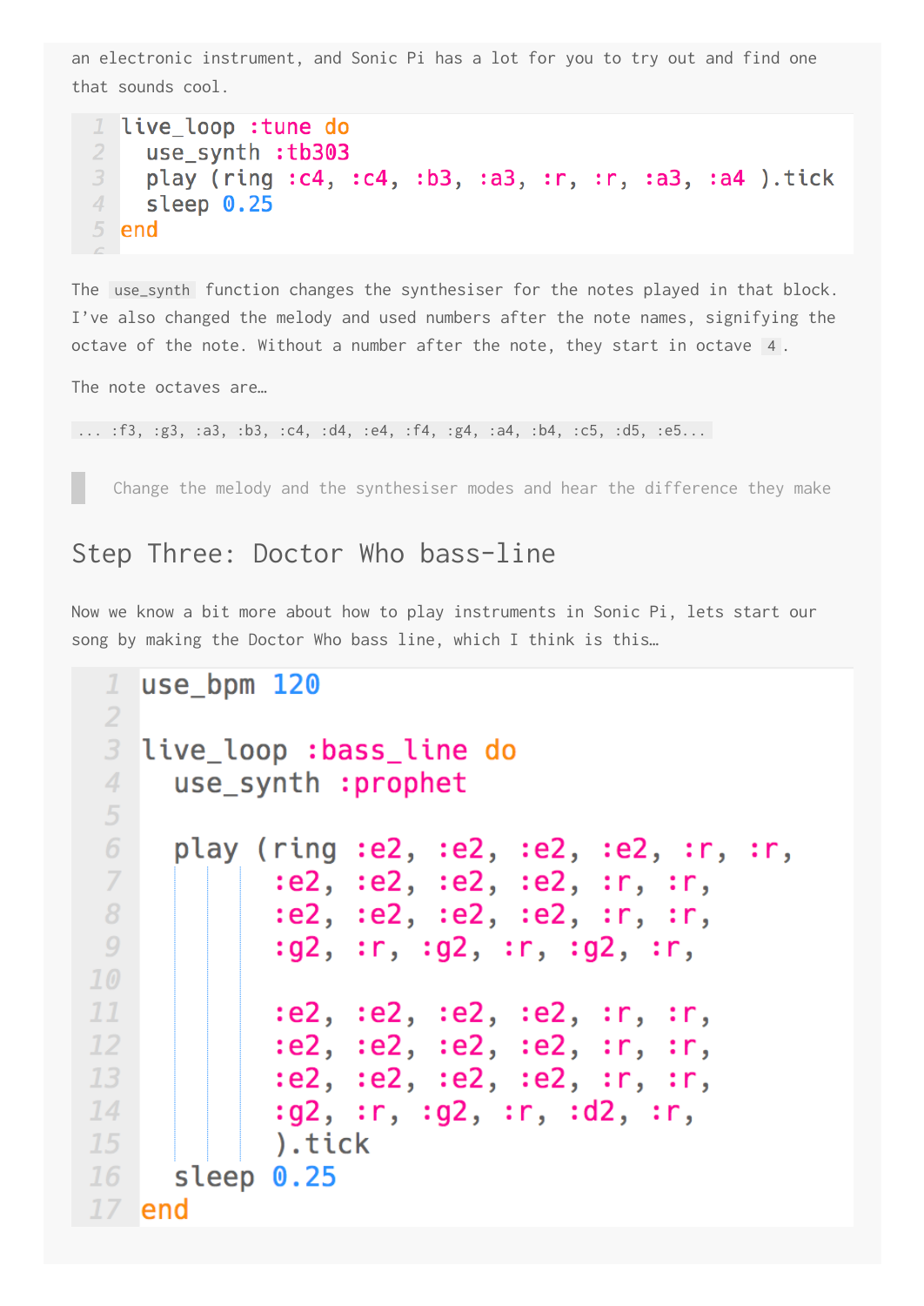an electronic instrument, and Sonic Pi has a lot for you to try out and find one that sounds cool.

```
live_loop :tune do
  use_synth :tb303
  play (ring :c4, :c4, :b3, :a3, :r, :r, :a3, :a4 ).tick
  sleep 0.25
end
```

The `use_synth` function changes the synthesiser for the notes played in that block. I've also changed the melody and used numbers after the note names, signifying the octave of the note. Without a number after the note, they start in octave `4`.

The note octaves are…

```
... :f3, :g3, :a3, :b3, :c4, :d4, :e4, :f4, :g4, :a4, :b4, :c5, :d5, :e5...
```

> Change the melody and the synthesiser modes and hear the difference they make

## Step Three: Doctor Who bass-line

Now we know a bit more about how to play instruments in Sonic Pi, lets start our song by making the Doctor Who bass line, which I think is this…

```
use_bpm 120

live_loop :bass_line do
  use_synth :prophet

  play (ring :e2, :e2, :e2, :e2, :r, :r,
          :e2, :e2, :e2, :e2, :r, :r,
          :e2, :e2, :e2, :e2, :r, :r,
          :g2, :r, :g2, :r, :g2, :r,

          :e2, :e2, :e2, :e2, :r, :r,
          :e2, :e2, :e2, :e2, :r, :r,
          :e2, :e2, :e2, :e2, :r, :r,
          :g2, :r, :g2, :r, :d2, :r,
          ).tick
  sleep 0.25
end
```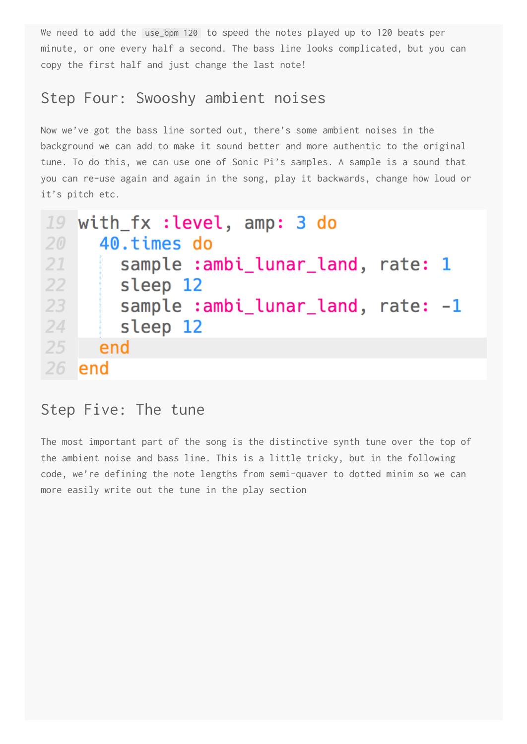We need to add the `use_bpm 120` to speed the notes played up to 120 beats per minute, or one every half a second. The bass line looks complicated, but you can copy the first half and just change the last note!

## Step Four: Swooshy ambient noises

Now we've got the bass line sorted out, there's some ambient noises in the background we can add to make it sound better and more authentic to the original tune. To do this, we can use one of Sonic Pi's samples. A sample is a sound that you can re-use again and again in the song, play it backwards, change how loud or it's pitch etc.

```
19 with_fx :level, amp: 3 do
20   40.times do
21     sample :ambi_lunar_land, rate: 1
22     sleep 12
23     sample :ambi_lunar_land, rate: -1
24     sleep 12
25   end
26 end
```

## Step Five: The tune

The most important part of the song is the distinctive synth tune over the top of the ambient noise and bass line. This is a little tricky, but in the following code, we're defining the note lengths from semi-quaver to dotted minim so we can more easily write out the tune in the play section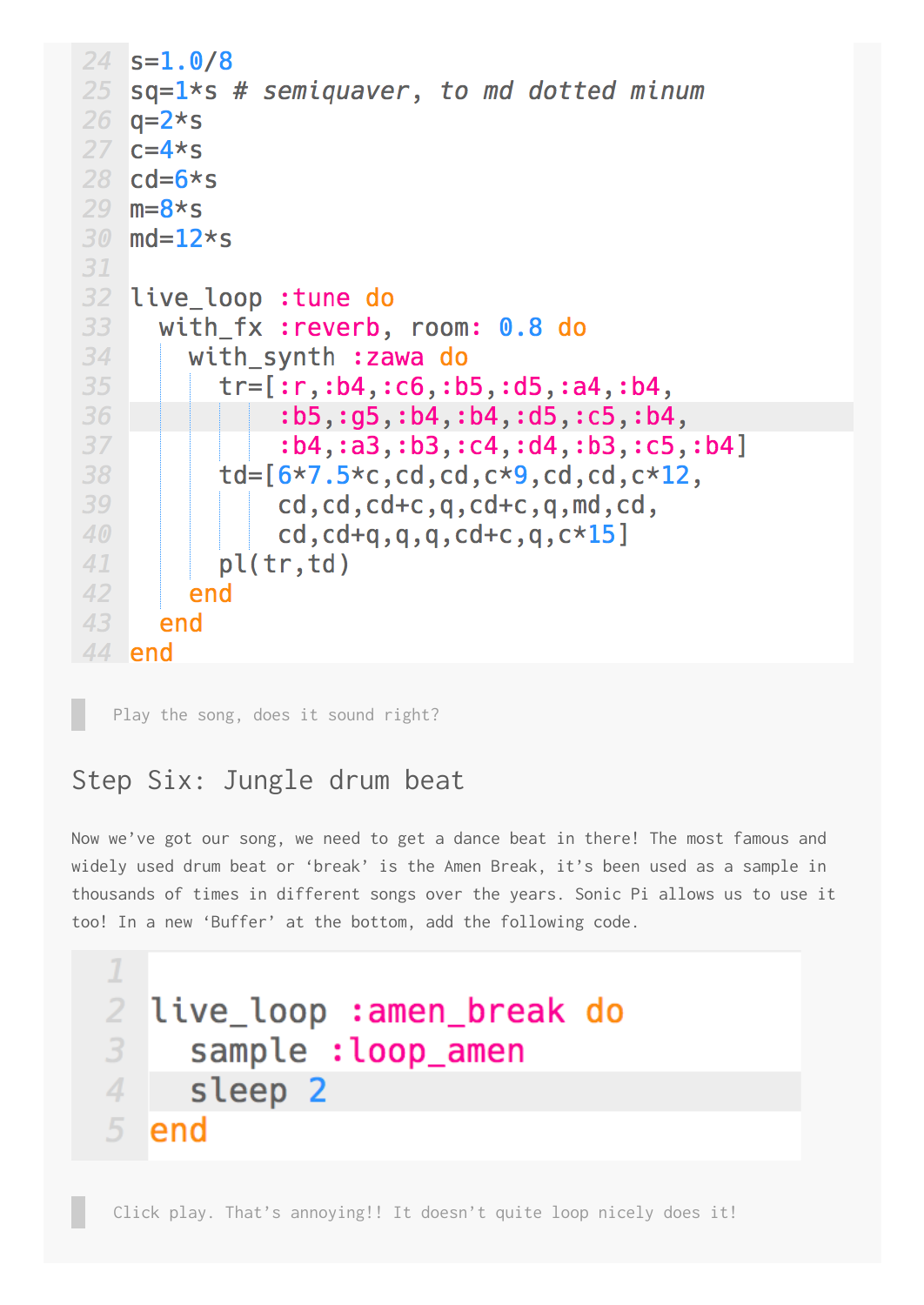```
s=1.0/8
sq=1*s # semiquaver, to md dotted minum
q=2*s
c=4*s
cd=6*s
m=8*s
md=12*s

live_loop :tune do
  with_fx :reverb, room: 0.8 do
    with_synth :zawa do
      tr=[:r,:b4,:c6,:b5,:d5,:a4,:b4,
          :b5,:g5,:b4,:b4,:d5,:c5,:b4,
          :b4,:a3,:b3,:c4,:d4,:b3,:c5,:b4]
      td=[6*7.5*c,cd,cd,c*9,cd,cd,c*12,
          cd,cd,cd+c,q,cd+c,q,md,cd,
          cd,cd+q,q,q,cd+c,q,c*15]
      pl(tr,td)
    end
  end
end
```

> Play the song, does it sound right?

## Step Six: Jungle drum beat

Now we've got our song, we need to get a dance beat in there! The most famous and widely used drum beat or 'break' is the Amen Break, it's been used as a sample in thousands of times in different songs over the years. Sonic Pi allows us to use it too! In a new 'Buffer' at the bottom, add the following code.

```

live_loop :amen_break do
  sample :loop_amen
  sleep 2
end
```

> Click play. That's annoying!! It doesn't quite loop nicely does it!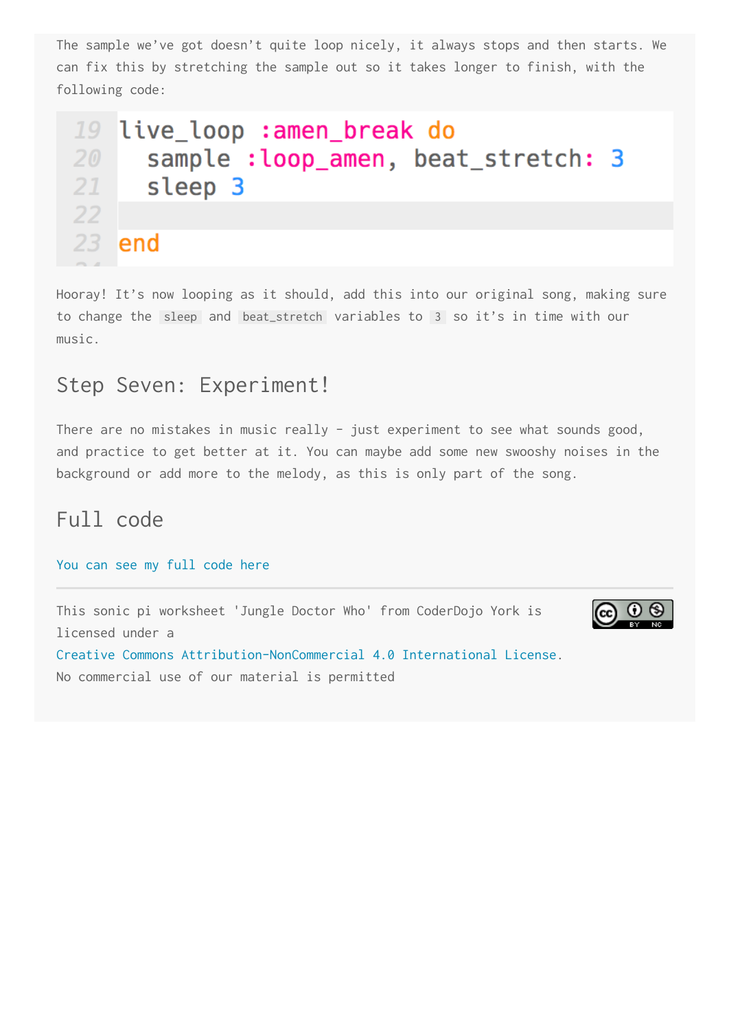The sample we've got doesn't quite loop nicely, it always stops and then starts. We can fix this by stretching the sample out so it takes longer to finish, with the following code:

```
19 live_loop :amen_break do
20   sample :loop_amen, beat_stretch: 3
21   sleep 3
22 
23 end
```

Hooray! It's now looping as it should, add this into our original song, making sure to change the `sleep` and `beat_stretch` variables to `3` so it's in time with our music.

## Step Seven: Experiment!

There are no mistakes in music really - just experiment to see what sounds good, and practice to get better at it. You can maybe add some new swooshy noises in the background or add more to the melody, as this is only part of the song.

## Full code

You can see my full code here

---

This sonic pi worksheet 'Jungle Doctor Who' from CoderDojo York is licensed under a Creative Commons Attribution-NonCommercial 4.0 International License. No commercial use of our material is permitted